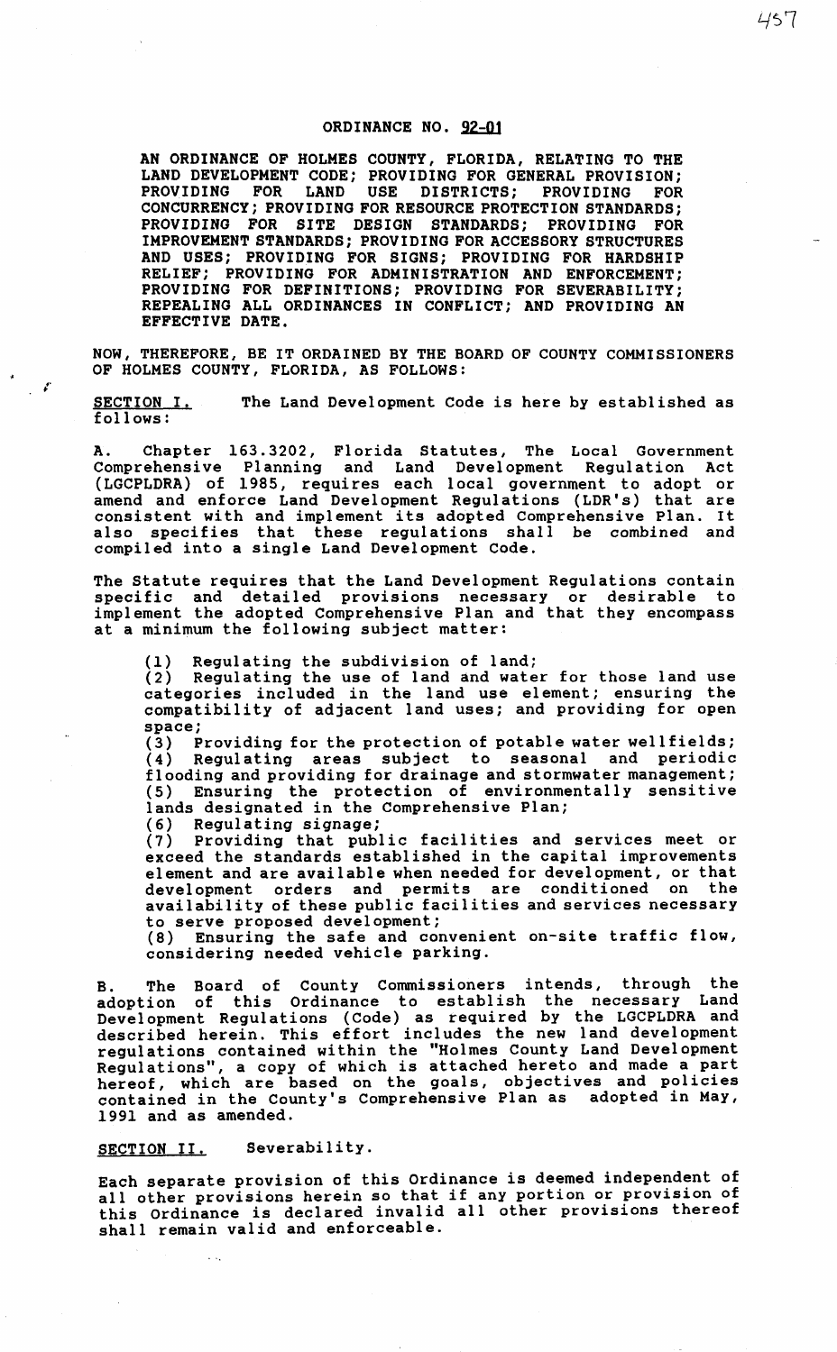# ORDINANCE NO. 92-01

**AN ORDINANCE OF HOLMES COUNTY, FLORIDA, RELATING TO THE LAND DEVELOPMENT CODE; PROVIDING FOR GENERAL PROVISION; PROVIDING FOR LAND USE DISTRICTS; PROVIDING FOR CONCURRENCY; PROVIDING FOR RESOURCE PROTECTION STANDARDS; PROVIDING FOR SITE DESIGN STANDARDS; PROVIDING FOR IMPROVEMENT STANDARDS; PROVIDING FOR ACCESSORY STRUCTURES AND USES; PROVIDING FOR SIGNS; PROVIDING FOR HARDSHIP RELIEF; PROVIDING FOR ADMINISTRATION AND ENFORCEMENT; PROVIDING FOR DEFINITIONS; PROVIDING FOR SEVERABILITY; REPEALING ALL ORDINANCES IN CONFLICT; AND PROVIDING AN EFFECTIVE DATE.**

NOW, THEREFORE, BE IT ORDAINED BY THE BOARD OF COUNTY COMMISSIONERS OF HOLMES COUNTY, FLORIDA, AS FOLLOWS:

SECTION I. The Land Development Code is here by established as follows:

A. Chapter 163.3202, Florida Statutes, The Local Government Comprehensive Planning and Land Development Regulation Act (LGCPLDRA) of 1985, requires each local government to adopt or amend and enforce Land Development Regulations (LDR's) that are consistent with and implement its adopted Comprehensive Plan. It also specifies that these regulations shall be combined and compiled into a single Land Development Code.

The Statute requires that the Land Development Regulations contain specific and detailed provisions necessary or desirable to implement the adopted Comprehensive Plan and that they encompass at a minimum the following subject matter:

(1) Regulating the subdivision of land;
(2) Regulating the use of land and water for those land use categories included in the land use element; ensuring the compatibility of adjacent land uses; and providing for open space;
(3) Providing for the protection of potable water wellfields;
(4) Regulating areas subject to seasonal and periodic flooding and providing for drainage and stormwater management;
(5) Ensuring the protection of environmentally sensitive lands designated in the Comprehensive Plan;
(6) Regulating signage;
(7) Providing that public facilities and services meet or exceed the standards established in the capital improvements element and are available when needed for development, or that development orders and permits are conditioned on the availability of these public facilities and services necessary to serve proposed development;
(8) Ensuring the safe and convenient on-site traffic flow, considering needed vehicle parking.

B. The Board of County Commissioners intends, through the adoption of this Ordinance to establish the necessary Land Development Regulations (Code) as required by the LGCPLDRA and described herein. This effort includes the new land development regulations contained within the "Holmes County Land Development Regulations", a copy of which is attached hereto and made a part hereof, which are based on the goals, objectives and policies contained in the County's Comprehensive Plan as adopted in May, 1991 and as amended.

SECTION II. Severability.

Each separate provision of this Ordinance is deemed independent of all other provisions herein so that if any portion or provision of this Ordinance is declared invalid all other provisions thereof shall remain valid and enforceable.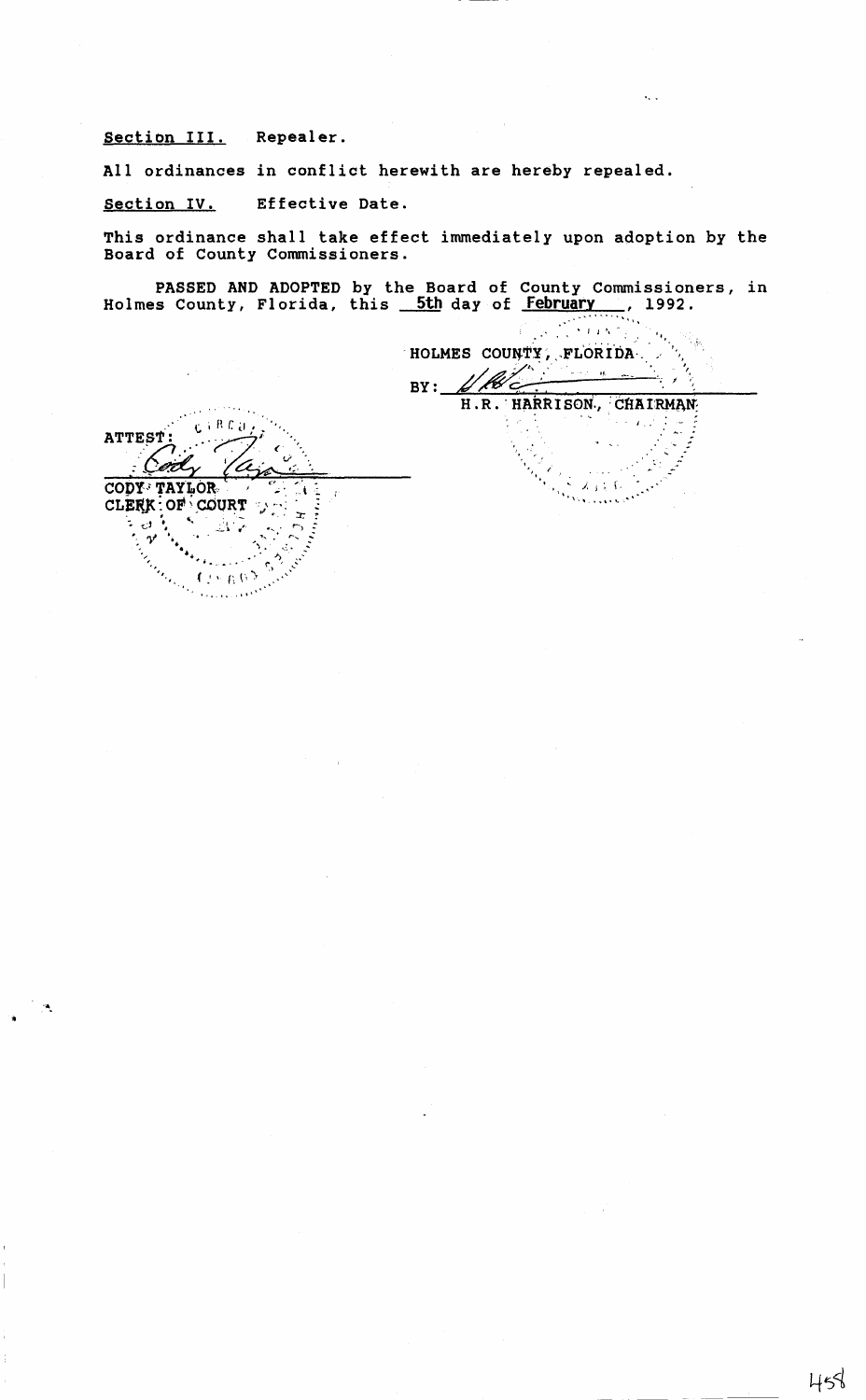Section III. Repealer.

All ordinances in conflict herewith are hereby repealed.

Section IV. Effective Date.

This ordinance shall take effect immediately upon adoption by the Board of County Commissioners.

**PASSED AND ADOPTED** by the Board of County Commissioners, in Holmes County, Florida, this 5th day of February, 1992.

HOLMES COUNTY, FLORIDA

BY: ______________________

H.R. HARRISON, CHAIRMAN

ATTEST:

______________________

CODY TAYLOR
CLERK OF COURT